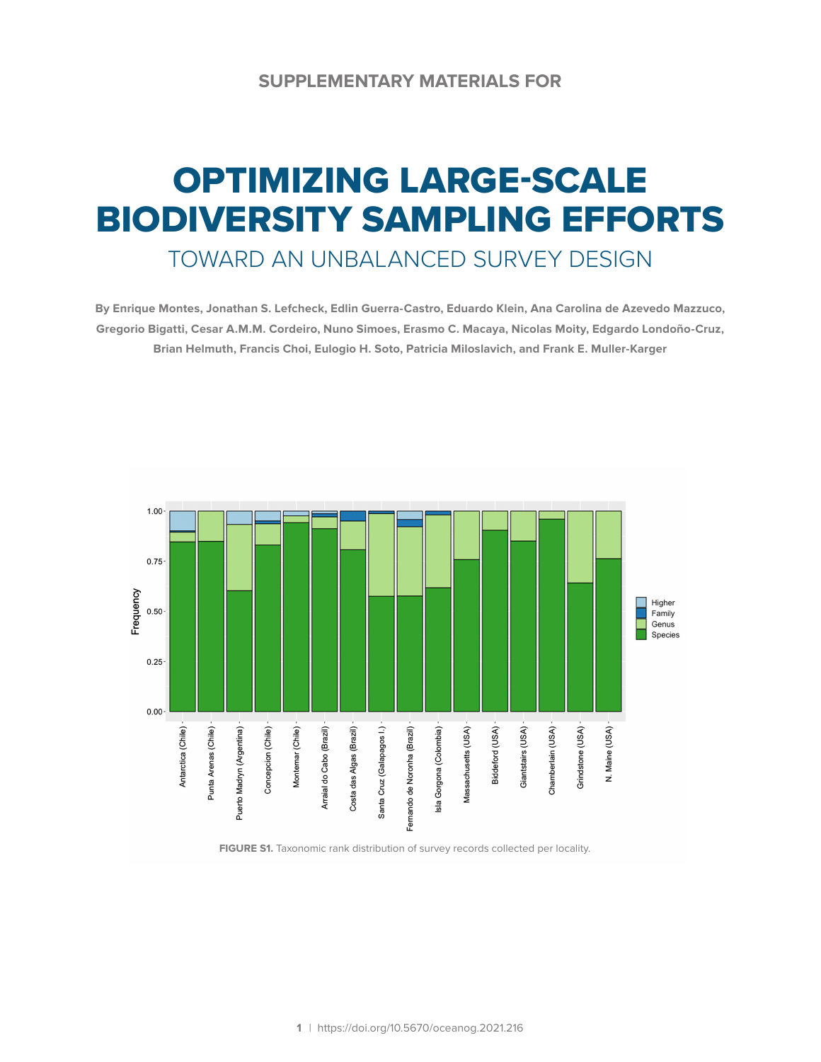SUPPLEMENTARY MATERIALS FOR

# OPTIMIZING LARGE-SCALE BIODIVERSITY SAMPLING EFFORTS

## TOWARD AN UNBALANCED SURVEY DESIGN

**By Enrique Montes, Jonathan S. Lefcheck, Edlin Guerra-Castro, Eduardo Klein, Ana Carolina de Azevedo Mazzuco, Gregorio Bigatti, Cesar A.M.M. Cordeiro, Nuno Simoes, Erasmo C. Macaya, Nicolas Moity, Edgardo Londoño-Cruz, Brian Helmuth, Francis Choi, Eulogio H. Soto, Patricia Miloslavich, and Frank E. Muller-Karger**

**FIGURE S1.** Taxonomic rank distribution of survey records collected per locality.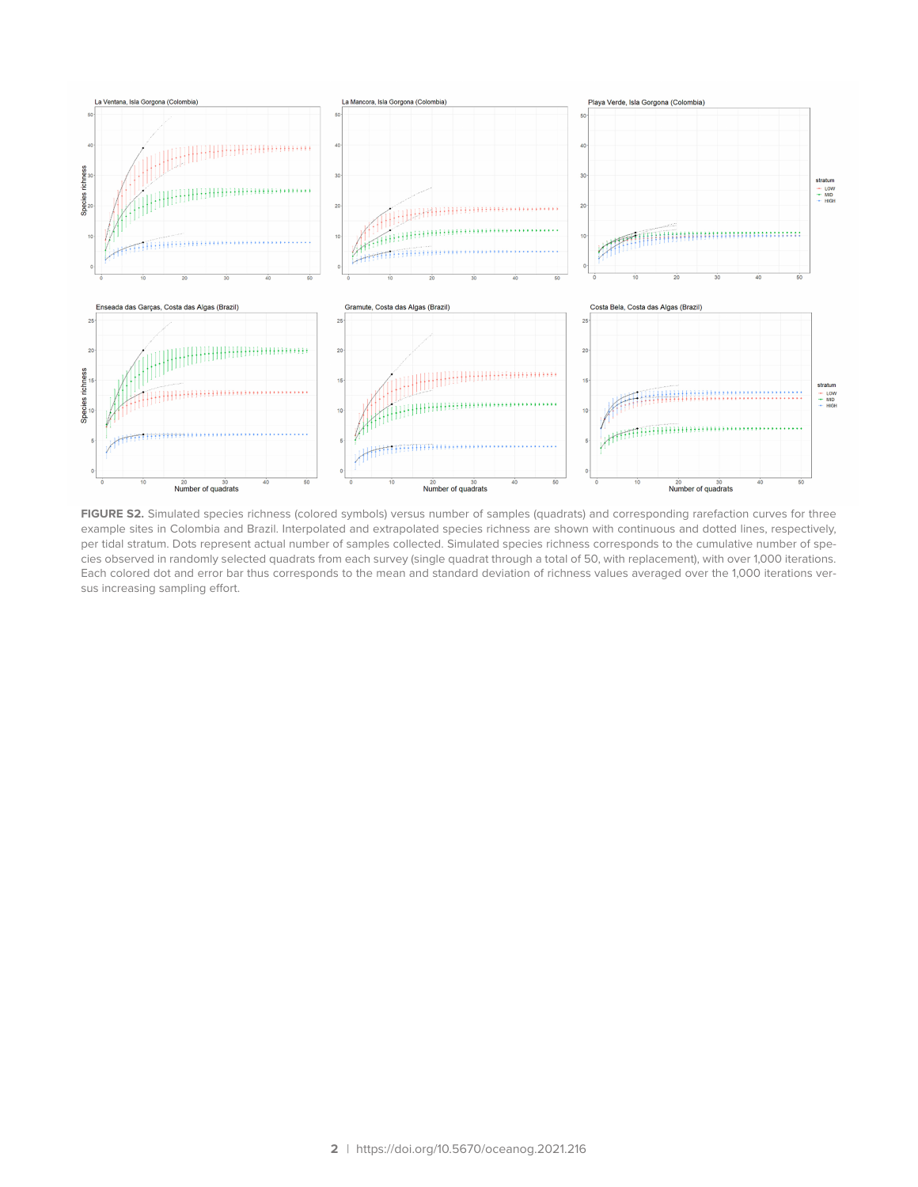**FIGURE S2.** Simulated species richness (colored symbols) versus number of samples (quadrats) and corresponding rarefaction curves for three example sites in Colombia and Brazil. Interpolated and extrapolated species richness are shown with continuous and dotted lines, respectively, per tidal stratum. Dots represent actual number of samples collected. Simulated species richness corresponds to the cumulative number of species observed in randomly selected quadrats from each survey (single quadrat through a total of 50, with replacement), with over 1,000 iterations. Each colored dot and error bar thus corresponds to the mean and standard deviation of richness values averaged over the 1,000 iterations versus increasing sampling effort.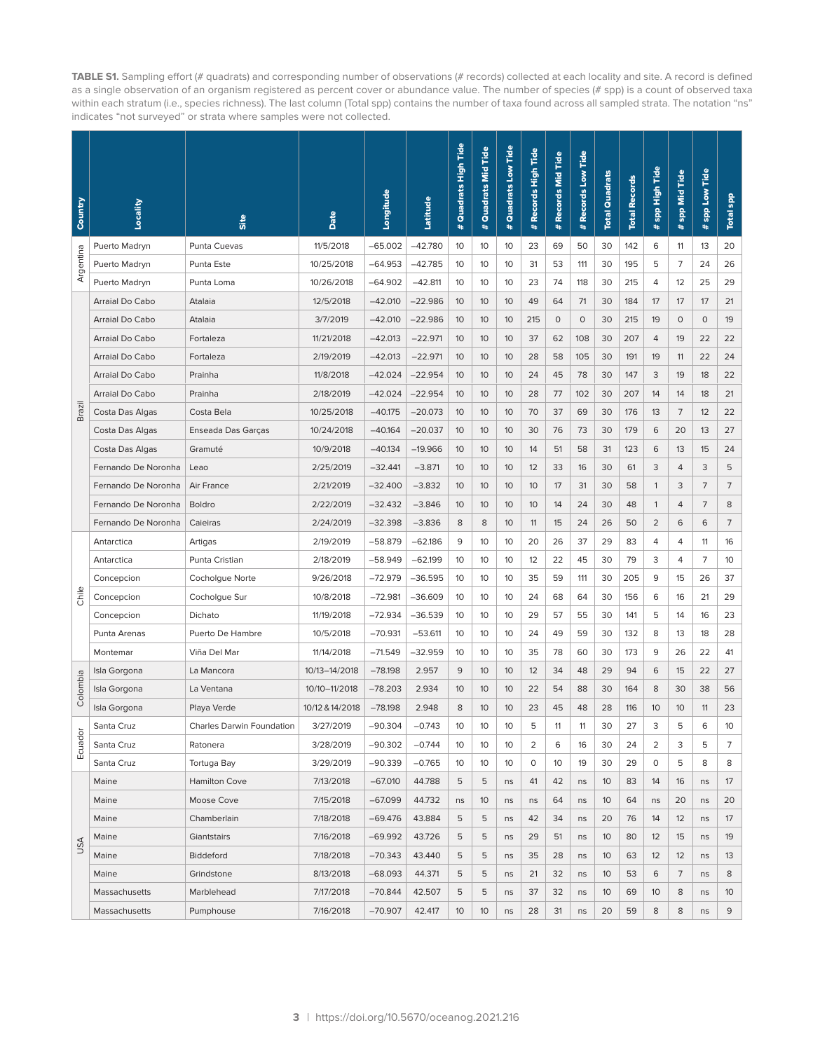**TABLE S1.** Sampling effort (# quadrats) and corresponding number of observations (# records) collected at each locality and site. A record is defined as a single observation of an organism registered as percent cover or abundance value. The number of species (# spp) is a count of observed taxa within each stratum (i.e., species richness). The last column (Total spp) contains the number of taxa found across all sampled strata. The notation "ns" indicates "not surveyed" or strata where samples were not collected.

| Country | Locality | Site | Date | Longitude | Latitude | # Quadrats High Tide | # Quadrats Mid Tide | # Quadrats Low Tide | # Records High Tide | # Records Mid Tide | # Records Low Tide | Total Quadrats | Total Records | # spp High Tide | # spp Mid Tide | # spp Low Tide | Total spp |
|---|---|---|---|---|---|---|---|---|---|---|---|---|---|---|---|---|---|
| Argentina | Puerto Madryn | Punta Cuevas | 11/5/2018 | −65.002 | −42.780 | 10 | 10 | 10 | 23 | 69 | 50 | 30 | 142 | 6 | 11 | 13 | 20 |
| | Puerto Madryn | Punta Este | 10/25/2018 | −64.953 | −42.785 | 10 | 10 | 10 | 31 | 53 | 111 | 30 | 195 | 5 | 7 | 24 | 26 |
| | Puerto Madryn | Punta Loma | 10/26/2018 | −64.902 | −42.811 | 10 | 10 | 10 | 23 | 74 | 118 | 30 | 215 | 4 | 12 | 25 | 29 |
| Brazil | Arraial Do Cabo | Atalaia | 12/5/2018 | −42.010 | −22.986 | 10 | 10 | 10 | 49 | 64 | 71 | 30 | 184 | 17 | 17 | 17 | 21 |
| | Arraial Do Cabo | Atalaia | 3/7/2019 | −42.010 | −22.986 | 10 | 10 | 10 | 215 | 0 | 0 | 30 | 215 | 19 | 0 | 0 | 19 |
| | Arraial Do Cabo | Fortaleza | 11/21/2018 | −42.013 | −22.971 | 10 | 10 | 10 | 37 | 62 | 108 | 30 | 207 | 4 | 19 | 22 | 22 |
| | Arraial Do Cabo | Fortaleza | 2/19/2019 | −42.013 | −22.971 | 10 | 10 | 10 | 28 | 58 | 105 | 30 | 191 | 19 | 11 | 22 | 24 |
| | Arraial Do Cabo | Prainha | 11/8/2018 | −42.024 | −22.954 | 10 | 10 | 10 | 24 | 45 | 78 | 30 | 147 | 3 | 19 | 18 | 22 |
| | Arraial Do Cabo | Prainha | 2/18/2019 | −42.024 | −22.954 | 10 | 10 | 10 | 28 | 77 | 102 | 30 | 207 | 14 | 14 | 18 | 21 |
| | Costa Das Algas | Costa Bela | 10/25/2018 | −40.175 | −20.073 | 10 | 10 | 10 | 70 | 37 | 69 | 30 | 176 | 13 | 7 | 12 | 22 |
| | Costa Das Algas | Enseada Das Garças | 10/24/2018 | −40.164 | −20.037 | 10 | 10 | 10 | 30 | 76 | 73 | 30 | 179 | 6 | 20 | 13 | 27 |
| | Costa Das Algas | Gramuté | 10/9/2018 | −40.134 | −19.966 | 10 | 10 | 10 | 14 | 51 | 58 | 31 | 123 | 6 | 13 | 15 | 24 |
| | Fernando De Noronha | Leao | 2/25/2019 | −32.441 | −3.871 | 10 | 10 | 10 | 12 | 33 | 16 | 30 | 61 | 3 | 4 | 3 | 5 |
| | Fernando De Noronha | Air France | 2/21/2019 | −32.400 | −3.832 | 10 | 10 | 10 | 10 | 17 | 31 | 30 | 58 | 1 | 3 | 7 | 7 |
| | Fernando De Noronha | Boldro | 2/22/2019 | −32.432 | −3.846 | 10 | 10 | 10 | 10 | 14 | 24 | 30 | 48 | 1 | 4 | 7 | 8 |
| | Fernando De Noronha | Caieiras | 2/24/2019 | −32.398 | −3.836 | 8 | 8 | 10 | 11 | 15 | 24 | 26 | 50 | 2 | 6 | 6 | 7 |
| Chile | Antarctica | Artigas | 2/19/2019 | −58.879 | −62.186 | 9 | 10 | 10 | 20 | 26 | 37 | 29 | 83 | 4 | 4 | 11 | 16 |
| | Antarctica | Punta Cristian | 2/18/2019 | −58.949 | −62.199 | 10 | 10 | 10 | 12 | 22 | 45 | 30 | 79 | 3 | 4 | 7 | 10 |
| | Concepcion | Cocholgue Norte | 9/26/2018 | −72.979 | −36.595 | 10 | 10 | 10 | 35 | 59 | 111 | 30 | 205 | 9 | 15 | 26 | 37 |
| | Concepcion | Cocholgue Sur | 10/8/2018 | −72.981 | −36.609 | 10 | 10 | 10 | 24 | 68 | 64 | 30 | 156 | 6 | 16 | 21 | 29 |
| | Concepcion | Dichato | 11/19/2018 | −72.934 | −36.539 | 10 | 10 | 10 | 29 | 57 | 55 | 30 | 141 | 5 | 14 | 16 | 23 |
| | Punta Arenas | Puerto De Hambre | 10/5/2018 | −70.931 | −53.611 | 10 | 10 | 10 | 24 | 49 | 59 | 30 | 132 | 8 | 13 | 18 | 28 |
| | Montemar | Viña Del Mar | 11/14/2018 | −71.549 | −32.959 | 10 | 10 | 10 | 35 | 78 | 60 | 30 | 173 | 9 | 26 | 22 | 41 |
| Colombia | Isla Gorgona | La Mancora | 10/13–14/2018 | −78.198 | 2.957 | 9 | 10 | 10 | 12 | 34 | 48 | 29 | 94 | 6 | 15 | 22 | 27 |
| | Isla Gorgona | La Ventana | 10/10–11/2018 | −78.203 | 2.934 | 10 | 10 | 10 | 22 | 54 | 88 | 30 | 164 | 8 | 30 | 38 | 56 |
| | Isla Gorgona | Playa Verde | 10/12 & 14/2018 | −78.198 | 2.948 | 8 | 10 | 10 | 23 | 45 | 48 | 28 | 116 | 10 | 10 | 11 | 23 |
| Ecuador | Santa Cruz | Charles Darwin Foundation | 3/27/2019 | −90.304 | −0.743 | 10 | 10 | 10 | 5 | 11 | 11 | 30 | 27 | 3 | 5 | 6 | 10 |
| | Santa Cruz | Ratonera | 3/28/2019 | −90.302 | −0.744 | 10 | 10 | 10 | 2 | 6 | 16 | 30 | 24 | 2 | 3 | 5 | 7 |
| | Santa Cruz | Tortuga Bay | 3/29/2019 | −90.339 | −0.765 | 10 | 10 | 10 | 0 | 10 | 19 | 30 | 29 | 0 | 5 | 8 | 8 |
| USA | Maine | Hamilton Cove | 7/13/2018 | −67.010 | 44.788 | 5 | 5 | ns | 41 | 42 | ns | 10 | 83 | 14 | 16 | ns | 17 |
| | Maine | Moose Cove | 7/15/2018 | −67.099 | 44.732 | ns | 10 | ns | ns | 64 | ns | 10 | 64 | ns | 20 | ns | 20 |
| | Maine | Chamberlain | 7/18/2018 | −69.476 | 43.884 | 5 | 5 | ns | 42 | 34 | ns | 20 | 76 | 14 | 12 | ns | 17 |
| | Maine | Giantstairs | 7/16/2018 | −69.992 | 43.726 | 5 | 5 | ns | 29 | 51 | ns | 10 | 80 | 12 | 15 | ns | 19 |
| | Maine | Biddeford | 7/18/2018 | −70.343 | 43.440 | 5 | 5 | ns | 35 | 28 | ns | 10 | 63 | 12 | 12 | ns | 13 |
| | Maine | Grindstone | 8/13/2018 | −68.093 | 44.371 | 5 | 5 | ns | 21 | 32 | ns | 10 | 53 | 6 | 7 | ns | 8 |
| | Massachusetts | Marblehead | 7/17/2018 | −70.844 | 42.507 | 5 | 5 | ns | 37 | 32 | ns | 10 | 69 | 10 | 8 | ns | 10 |
| | Massachusetts | Pumphouse | 7/16/2018 | −70.907 | 42.417 | 10 | 10 | ns | 28 | 31 | ns | 20 | 59 | 8 | 8 | ns | 9 |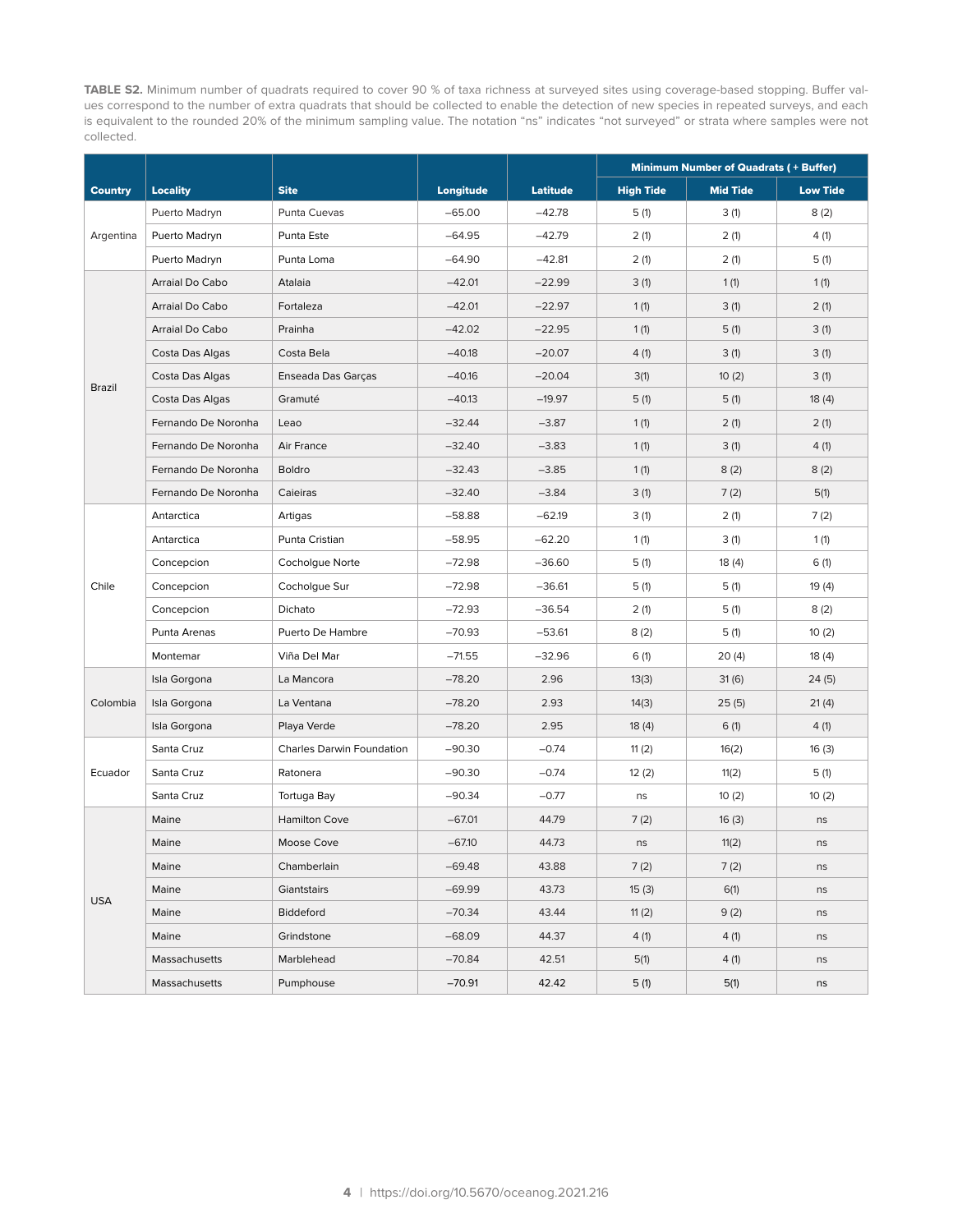**TABLE S2.** Minimum number of quadrats required to cover 90 % of taxa richness at surveyed sites using coverage-based stopping. Buffer values correspond to the number of extra quadrats that should be collected to enable the detection of new species in repeated surveys, and each is equivalent to the rounded 20% of the minimum sampling value. The notation "ns" indicates "not surveyed" or strata where samples were not collected.

| Country | Locality | Site | Longitude | Latitude | Minimum Number of Quadrats ( + Buffer) | | |
|---|---|---|---|---|---|---|---|
| | | | | | High Tide | Mid Tide | Low Tide |
| Argentina | Puerto Madryn | Punta Cuevas | −65.00 | −42.78 | 5 (1) | 3 (1) | 8 (2) |
| | Puerto Madryn | Punta Este | −64.95 | −42.79 | 2 (1) | 2 (1) | 4 (1) |
| | Puerto Madryn | Punta Loma | −64.90 | −42.81 | 2 (1) | 2 (1) | 5 (1) |
| Brazil | Arraial Do Cabo | Atalaia | −42.01 | −22.99 | 3 (1) | 1 (1) | 1 (1) |
| | Arraial Do Cabo | Fortaleza | −42.01 | −22.97 | 1 (1) | 3 (1) | 2 (1) |
| | Arraial Do Cabo | Prainha | −42.02 | −22.95 | 1 (1) | 5 (1) | 3 (1) |
| | Costa Das Algas | Costa Bela | −40.18 | −20.07 | 4 (1) | 3 (1) | 3 (1) |
| | Costa Das Algas | Enseada Das Garças | −40.16 | −20.04 | 3(1) | 10 (2) | 3 (1) |
| | Costa Das Algas | Gramuté | −40.13 | −19.97 | 5 (1) | 5 (1) | 18 (4) |
| | Fernando De Noronha | Leao | −32.44 | −3.87 | 1 (1) | 2 (1) | 2 (1) |
| | Fernando De Noronha | Air France | −32.40 | −3.83 | 1 (1) | 3 (1) | 4 (1) |
| | Fernando De Noronha | Boldro | −32.43 | −3.85 | 1 (1) | 8 (2) | 8 (2) |
| | Fernando De Noronha | Caieiras | −32.40 | −3.84 | 3 (1) | 7 (2) | 5(1) |
| Chile | Antarctica | Artigas | −58.88 | −62.19 | 3 (1) | 2 (1) | 7 (2) |
| | Antarctica | Punta Cristian | −58.95 | −62.20 | 1 (1) | 3 (1) | 1 (1) |
| | Concepcion | Cocholgue Norte | −72.98 | −36.60 | 5 (1) | 18 (4) | 6 (1) |
| | Concepcion | Cocholgue Sur | −72.98 | −36.61 | 5 (1) | 5 (1) | 19 (4) |
| | Concepcion | Dichato | −72.93 | −36.54 | 2 (1) | 5 (1) | 8 (2) |
| | Punta Arenas | Puerto De Hambre | −70.93 | −53.61 | 8 (2) | 5 (1) | 10 (2) |
| | Montemar | Viña Del Mar | −71.55 | −32.96 | 6 (1) | 20 (4) | 18 (4) |
| Colombia | Isla Gorgona | La Mancora | −78.20 | 2.96 | 13(3) | 31 (6) | 24 (5) |
| | Isla Gorgona | La Ventana | −78.20 | 2.93 | 14(3) | 25 (5) | 21 (4) |
| | Isla Gorgona | Playa Verde | −78.20 | 2.95 | 18 (4) | 6 (1) | 4 (1) |
| Ecuador | Santa Cruz | Charles Darwin Foundation | −90.30 | −0.74 | 11 (2) | 16(2) | 16 (3) |
| | Santa Cruz | Ratonera | −90.30 | −0.74 | 12 (2) | 11(2) | 5 (1) |
| | Santa Cruz | Tortuga Bay | −90.34 | −0.77 | ns | 10 (2) | 10 (2) |
| USA | Maine | Hamilton Cove | −67.01 | 44.79 | 7 (2) | 16 (3) | ns |
| | Maine | Moose Cove | −67.10 | 44.73 | ns | 11(2) | ns |
| | Maine | Chamberlain | −69.48 | 43.88 | 7 (2) | 7 (2) | ns |
| | Maine | Giantstairs | −69.99 | 43.73 | 15 (3) | 6(1) | ns |
| | Maine | Biddeford | −70.34 | 43.44 | 11 (2) | 9 (2) | ns |
| | Maine | Grindstone | −68.09 | 44.37 | 4 (1) | 4 (1) | ns |
| | Massachusetts | Marblehead | −70.84 | 42.51 | 5(1) | 4 (1) | ns |
| | Massachusetts | Pumphouse | −70.91 | 42.42 | 5 (1) | 5(1) | ns |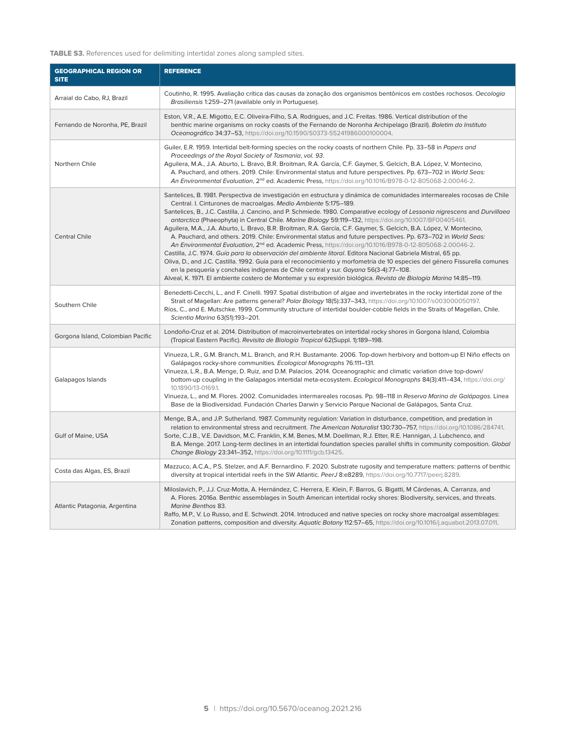**TABLE S3.** References used for delimiting intertidal zones along sampled sites.

| GEOGRAPHICAL REGION OR SITE | REFERENCE |
|---|---|
| Arraial do Cabo, RJ, Brazil | Coutinho, R. 1995. Avaliação crítica das causas da zonação dos organismos bentônicos em costões rochosos. *Oecologia Brasiliensis* 1:259–271 (available only in Portuguese). |
| Fernando de Noronha, PE, Brazil | Eston, V.R., A.E. Migotto, E.C. Oliveira-Filho, S.A. Rodrigues, and J.C. Freitas. 1986. Vertical distribution of the benthic marine organisms on rocky coasts of the Fernando de Noronha Archipelago (Brazil). *Boletim do Instituto Oceanográfico* 34:37–53, https://doi.org/10.1590/S0373-55241986000100004. |
| Northern Chile | Guiler, E.R. 1959. Intertidal belt-forming species on the rocky coasts of northern Chile. Pp. 33–58 in *Papers and Proceedings of the Royal Society of Tasmania, vol. 93*.<br>Aguilera, M.A., J.A. Aburto, L. Bravo, B.R. Broitman, R.A. García, C.F. Gaymer, S. Gelcich, B.A. López, V. Montecino, A. Pauchard, and others. 2019. Chile: Environmental status and future perspectives. Pp. 673–702 in *World Seas: An Environmental Evaluation*, 2nd ed. Academic Press, https://doi.org/10.1016/B978-0-12-805068-2.00046-2. |
| Central Chile | Santelices, B. 1981. Perspectiva de investigación en estructura y dinámica de comunidades intermareales rocosas de Chile Central. I. Cinturones de macroalgas. *Medio Ambiente* 5:175–189.<br>Santelices, B., J.C. Castilla, J. Cancino, and P. Schmiede. 1980. Comparative ecology of *Lessonia nigrescens* and *Durvillaea antarctica* (Phaeophyta) in Central Chile. *Marine Biology* 59:119–132, https://doi.org/10.1007/BF00405461.<br>Aguilera, M.A., J.A. Aburto, L. Bravo, B.R. Broitman, R.A. García, C.F. Gaymer, S. Gelcich, B.A. López, V. Montecino, A. Pauchard, and others. 2019. Chile: Environmental status and future perspectives. Pp. 673–702 in *World Seas: An Environmental Evaluation*, 2nd ed. Academic Press, https://doi.org/10.1016/B978-0-12-805068-2.00046-2.<br>Castilla, J.C. 1974. *Guía para la observación del ambiente litoral*. Editora Nacional Gabriela Mistral, 65 pp.<br>Oliva, D., and J.C. Castilla. 1992. Guía para el reconocimiento y morfometría de 10 especies del género Fissurella comunes en la pesquería y conchales indígenas de Chile central y sur. *Gayana* 56(3-4):77–108.<br>Alveal, K. 1971. El ambiente costero de Montemar y su expresión biológica. *Revista de Biología Marina* 14:85–119. |
| Southern Chile | Benedetti-Cecchi, L., and F. Cinelli. 1997. Spatial distribution of algae and invertebrates in the rocky intertidal zone of the Strait of Magellan: Are patterns general? *Polar Biology* 18(5):337–343, https://doi.org/10.1007/s003000050197.<br>Ríos, C., and E. Mutschke. 1999. Community structure of intertidal boulder-cobble fields in the Straits of Magellan, Chile. *Scientia Marina* 63(S1):193–201. |
| Gorgona Island, Colombian Pacific | Londoño-Cruz et al. 2014. Distribution of macroinvertebrates on intertidal rocky shores in Gorgona Island, Colombia (Tropical Eastern Pacific). *Revisita de Biología Tropical* 62(Suppl. 1):189–198. |
| Galapagos Islands | Vinueza, L.R., G.M. Branch, M.L. Branch, and R.H. Bustamante. 2006. Top-down herbivory and bottom-up El Niño effects on Galápagos rocky-shore communities. *Ecological Monographs* 76:111–131.<br>Vinueza, L.R., B.A. Menge, D. Ruiz, and D.M. Palacios. 2014. Oceanographic and climatic variation drive top-down/bottom-up coupling in the Galapagos intertidal meta-ecosystem. *Ecological Monographs* 84(3):411–434, https://doi.org/10.1890/13-0169.1.<br>Vinueza, L., and M. Flores. 2002. Comunidades intermareales rocosas. Pp. 98–118 in *Reserva Marina de Galápagos*. Linea Base de la Biodiversidad. Fundación Charles Darwin y Servicio Parque Nacional de Galápagos, Santa Cruz. |
| Gulf of Maine, USA | Menge, B.A., and J.P. Sutherland. 1987. Community regulation: Variation in disturbance, competition, and predation in relation to environmental stress and recruitment. *The American Naturalist* 130:730–757, https://doi.org/10.1086/284741.<br>Sorte, C.J.B., V.E. Davidson, M.C. Franklin, K.M. Benes, M.M. Doellman, R.J. Etter, R.E. Hannigan, J. Lubchenco, and B.A. Menge. 2017. Long-term declines in an intertidal foundation species parallel shifts in community composition. *Global Change Biology* 23:341–352, https://doi.org/10.1111/gcb.13425. |
| Costa das Algas, ES, Brazil | Mazzuco, A.C.A., P.S. Stelzer, and A.F. Bernardino. F. 2020. Substrate rugosity and temperature matters: patterns of benthic diversity at tropical intertidal reefs in the SW Atlantic. *PeerJ* 8:e8289, https://doi.org/10.7717/peerj.8289. |
| Atlantic Patagonia, Argentina | Miloslavich, P., J.J. Cruz-Motta, A. Hernández, C. Herrera, E. Klein, F. Barros, G. Bigatti, M Cárdenas, A. Carranza, and A. Flores. 2016a. Benthic assemblages in South American intertidal rocky shores: Biodiversity, services, and threats. *Marine Benthos* 83.<br>Raffo, M.P., V. Lo Russo, and E. Schwindt. 2014. Introduced and native species on rocky shore macroalgal assemblages: Zonation patterns, composition and diversity. *Aquatic Botany* 112:57–65, https://doi.org/10.1016/j.aquabot.2013.07.011. |